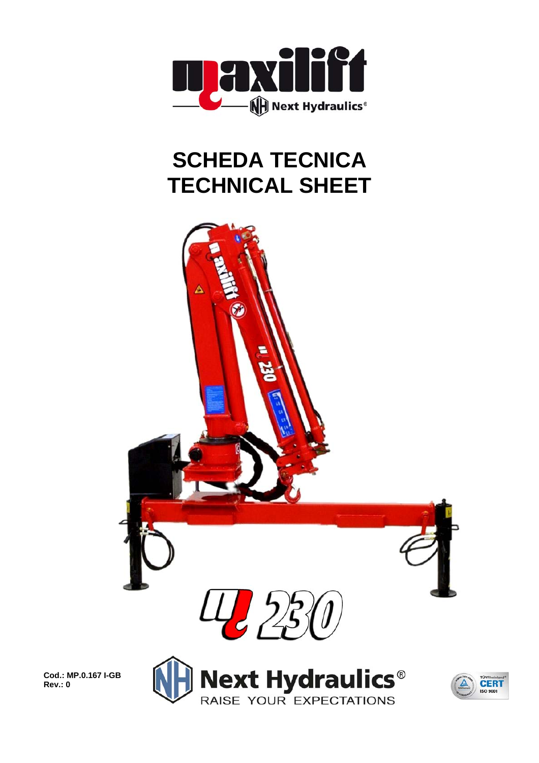# SCHEDA TECNICA
# TECHNICAL SHEET

ML 230

**Cod.: MP.0.167 I-GB**
**Rev.: 0**

Next Hydraulics®
RAISE YOUR EXPECTATIONS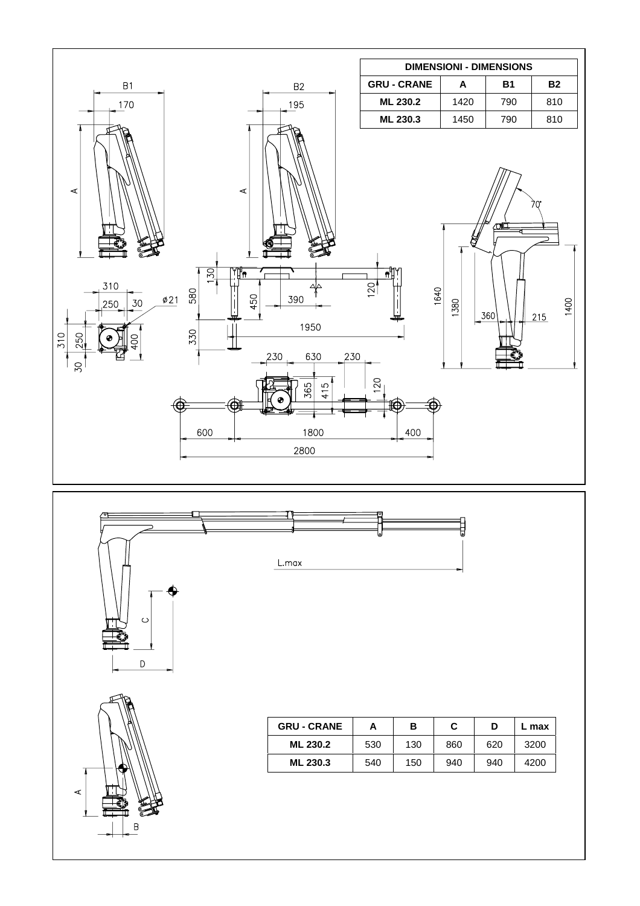| DIMENSIONI - DIMENSIONS | | | |
| --- | --- | --- | --- |
| GRU - CRANE | A | B1 | B2 |
| ML 230.2 | 1420 | 790 | 810 |
| ML 230.3 | 1450 | 790 | 810 |

B1 170 A

B2 195 A

70°

1640 1380 1400 360 215

130 580 450 390 120 330 1950

310 250 30 ø21 310 250 30 400

230 630 230 365 415 120

600 1800 400 2800

L.max

C D

A B

| GRU - CRANE | A | B | C | D | L max |
| --- | --- | --- | --- | --- | --- |
| ML 230.2 | 530 | 130 | 860 | 620 | 3200 |
| ML 230.3 | 540 | 150 | 940 | 940 | 4200 |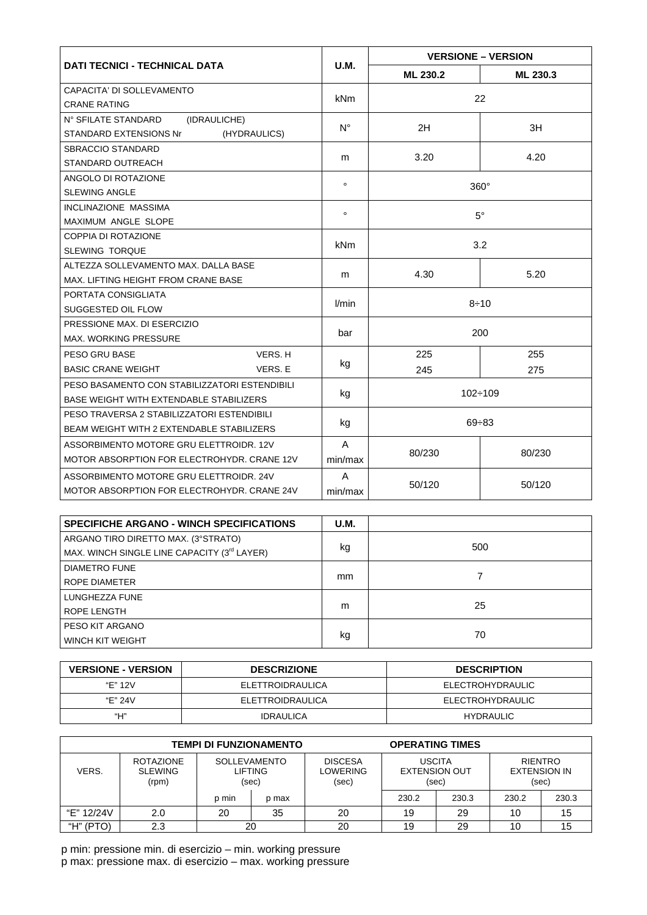| DATI TECNICI - TECHNICAL DATA | U.M. | VERSIONE – VERSION | |
|---|---|---|---|
| | | ML 230.2 | ML 230.3 |
| CAPACITA' DI SOLLEVAMENTO<br>CRANE RATING | kNm | 22 | |
| N° SFILATE STANDARD (IDRAULICHE)<br>STANDARD EXTENSIONS Nr (HYDRAULICS) | N° | 2H | 3H |
| SBRACCIO STANDARD<br>STANDARD OUTREACH | m | 3.20 | 4.20 |
| ANGOLO DI ROTAZIONE<br>SLEWING ANGLE | ° | 360° | |
| INCLINAZIONE MASSIMA<br>MAXIMUM ANGLE SLOPE | ° | 5° | |
| COPPIA DI ROTAZIONE<br>SLEWING TORQUE | kNm | 3.2 | |
| ALTEZZA SOLLEVAMENTO MAX. DALLA BASE<br>MAX. LIFTING HEIGHT FROM CRANE BASE | m | 4.30 | 5.20 |
| PORTATA CONSIGLIATA<br>SUGGESTED OIL FLOW | l/min | 8÷10 | |
| PRESSIONE MAX. DI ESERCIZIO<br>MAX. WORKING PRESSURE | bar | 200 | |
| PESO GRU BASE VERS. H<br>BASIC CRANE WEIGHT VERS. E | kg | 225<br>245 | 255<br>275 |
| PESO BASAMENTO CON STABILIZZATORI ESTENDIBILI<br>BASE WEIGHT WITH EXTENDABLE STABILIZERS | kg | 102÷109 | |
| PESO TRAVERSA 2 STABILIZZATORI ESTENDIBILI<br>BEAM WEIGHT WITH 2 EXTENDABLE STABILIZERS | kg | 69÷83 | |
| ASSORBIMENTO MOTORE GRU ELETTROIDR. 12V<br>MOTOR ABSORPTION FOR ELECTROHYDR. CRANE 12V | A<br>min/max | 80/230 | 80/230 |
| ASSORBIMENTO MOTORE GRU ELETTROIDR. 24V<br>MOTOR ABSORPTION FOR ELECTROHYDR. CRANE 24V | A<br>min/max | 50/120 | 50/120 |

| SPECIFICHE ARGANO - WINCH SPECIFICATIONS | U.M. | |
|---|---|---|
| ARGANO TIRO DIRETTO MAX. (3°STRATO)<br>MAX. WINCH SINGLE LINE CAPACITY (3rd LAYER) | kg | 500 |
| DIAMETRO FUNE<br>ROPE DIAMETER | mm | 7 |
| LUNGHEZZA FUNE<br>ROPE LENGTH | m | 25 |
| PESO KIT ARGANO<br>WINCH KIT WEIGHT | kg | 70 |

| VERSIONE - VERSION | DESCRIZIONE | DESCRIPTION |
|---|---|---|
| "E" 12V | ELETTROIDRAULICA | ELECTROHYDRAULIC |
| "E" 24V | ELETTROIDRAULICA | ELECTROHYDRAULIC |
| "H" | IDRAULICA | HYDRAULIC |

| TEMPI DI FUNZIONAMENTO / OPERATING TIMES | | | | | | | | |
|---|---|---|---|---|---|---|---|---|
| VERS. | ROTAZIONE SLEWING (rpm) | SOLLEVAMENTO LIFTING (sec) | | DISCESA LOWERING (sec) | USCITA EXTENSION OUT (sec) | | RIENTRO EXTENSION IN (sec) | |
| | | p min | p max | | 230.2 | 230.3 | 230.2 | 230.3 |
| "E" 12/24V | 2.0 | 20 | 35 | 20 | 19 | 29 | 10 | 15 |
| "H" (PTO) | 2.3 | 20 | | 20 | 19 | 29 | 10 | 15 |

p min: pressione min. di esercizio – min. working pressure
p max: pressione max. di esercizio – max. working pressure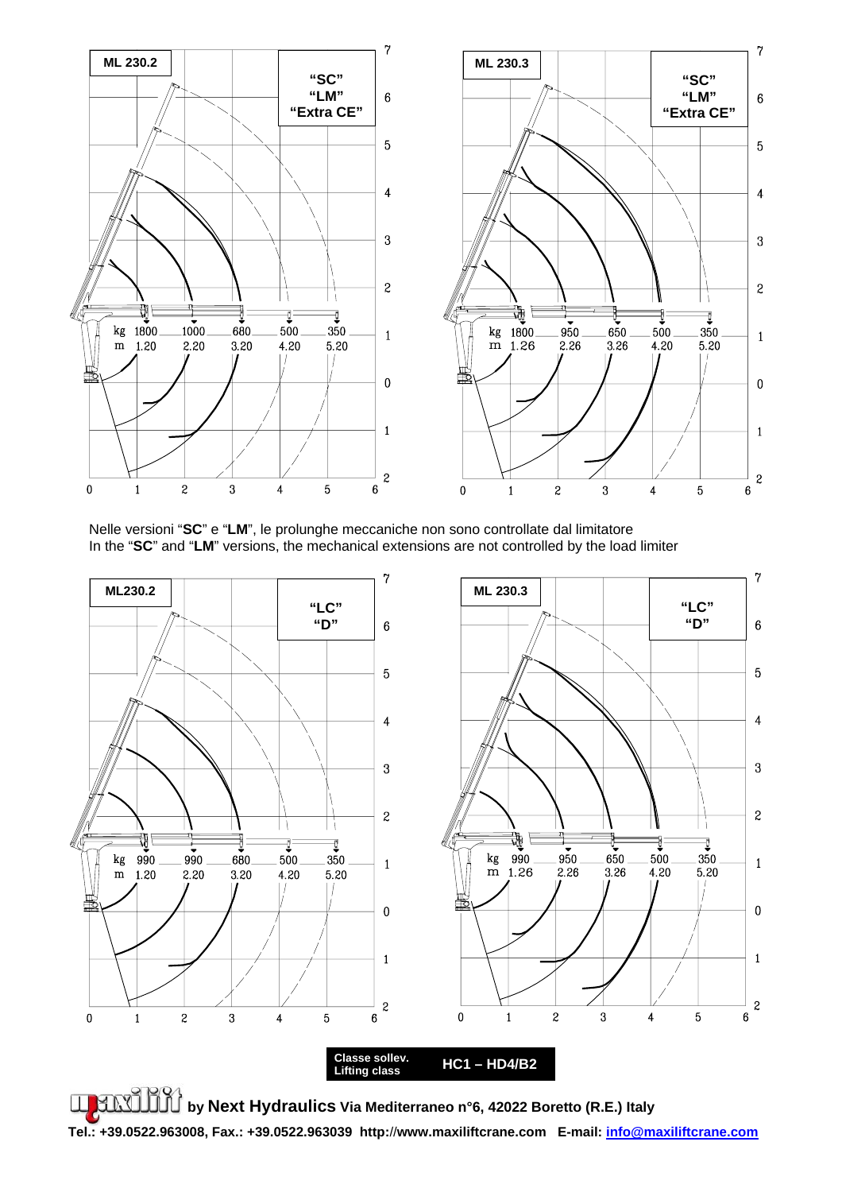ML 230.2

"SC"
"LM"
"Extra CE"

kg 1800 1000 680 500 350
m 1.20 2.20 3.20 4.20 5.20

ML 230.3

"SC"
"LM"
"Extra CE"

kg 1800 950 650 500 350
m 1.26 2.26 3.26 4.20 5.20

Nelle versioni "**SC**" e "**LM**", le prolunghe meccaniche non sono controllate dal limitatore
In the "**SC**" and "**LM**" versions, the mechanical extensions are not controlled by the load limiter

ML230.2

"LC"
"D"

kg 990 990 680 500 350
m 1.20 2.20 3.20 4.20 5.20

ML 230.3

"LC"
"D"

kg 990 950 650 500 350
m 1.26 2.26 3.26 4.20 5.20

**Classe sollev.**
**Lifting class** **HC1 – HD4/B2**

maxilift **by Next Hydraulics** **Via Mediterraneo n°6, 42022 Boretto (R.E.) Italy**
**Tel.: +39.0522.963008, Fax.: +39.0522.963039 http://www.maxiliftcrane.com E-mail: info@maxiliftcrane.com**